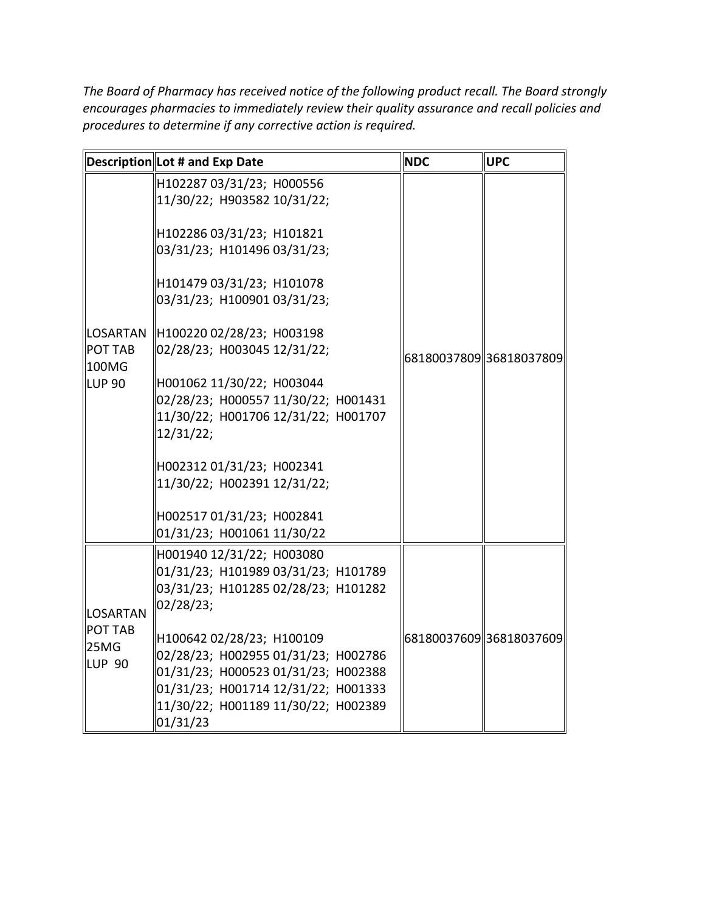*The Board of Pharmacy has received notice of the following product recall. The Board strongly encourages pharmacies to immediately review their quality assurance and recall policies and procedures to determine if any corrective action is required.*

| Description | Lot # and Exp Date | NDC | UPC |
|---|---|---|---|
| LOSARTAN POT TAB 100MG LUP 90 | H102287 03/31/23; H000556 11/30/22; H903582 10/31/22; H102286 03/31/23; H101821 03/31/23; H101496 03/31/23; H101479 03/31/23; H101078 03/31/23; H100901 03/31/23; H100220 02/28/23; H003198 02/28/23; H003045 12/31/22; H001062 11/30/22; H003044 02/28/23; H000557 11/30/22; H001431 11/30/22; H001706 12/31/22; H001707 12/31/22; H002312 01/31/23; H002341 11/30/22; H002391 12/31/22; H002517 01/31/23; H002841 01/31/23; H001061 11/30/22 | 68180037809 | 36818037809 |
| LOSARTAN POT TAB 25MG LUP 90 | H001940 12/31/22; H003080 01/31/23; H101989 03/31/23; H101789 03/31/23; H101285 02/28/23; H101282 02/28/23; H100642 02/28/23; H100109 02/28/23; H002955 01/31/23; H002786 01/31/23; H000523 01/31/23; H002388 01/31/23; H001714 12/31/22; H001333 11/30/22; H001189 11/30/22; H002389 01/31/23 | 68180037609 | 36818037609 |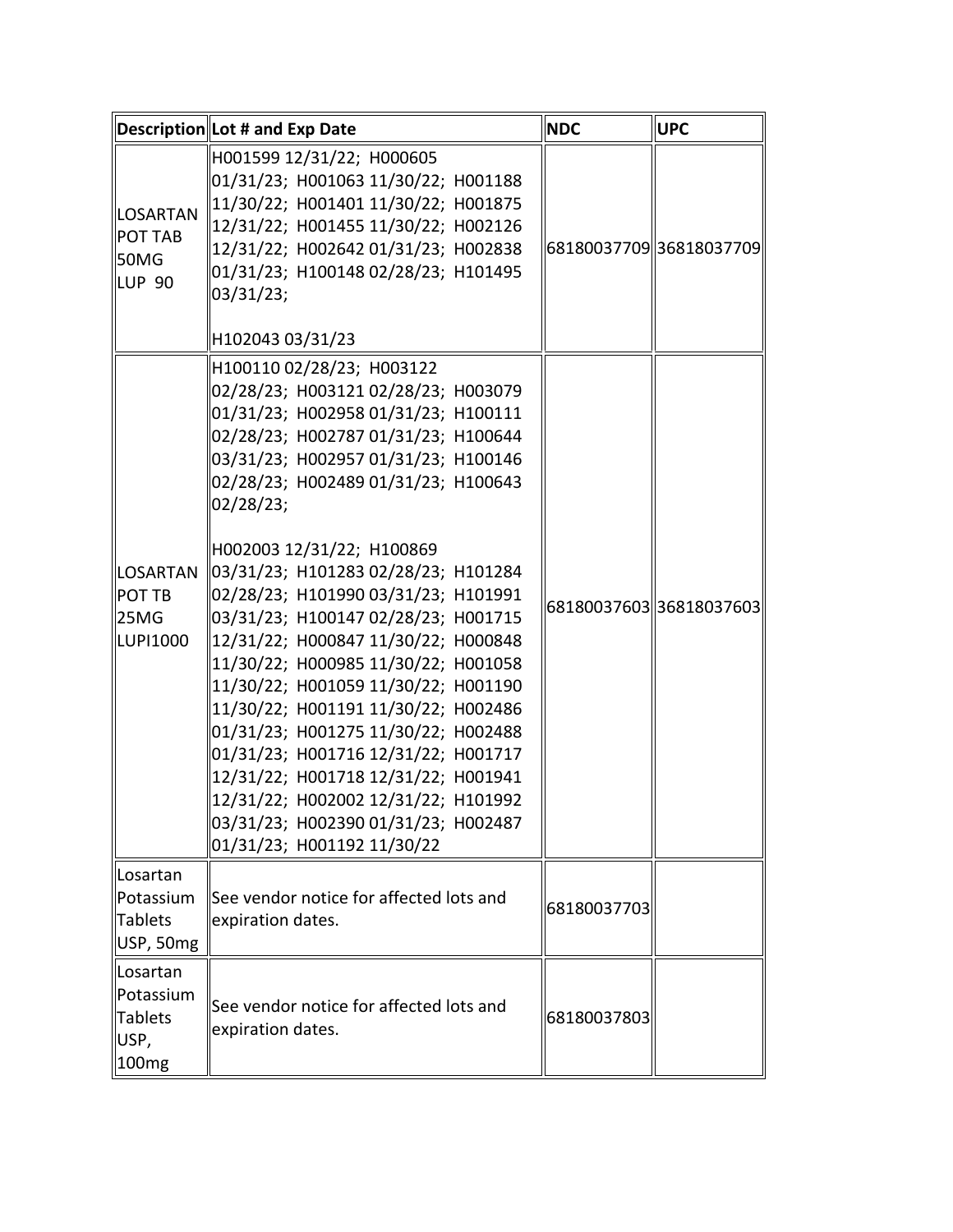| Description | Lot # and Exp Date | NDC | UPC |
|---|---|---|---|
| LOSARTAN POT TAB 50MG LUP 90 | H001599 12/31/22; H000605 01/31/23; H001063 11/30/22; H001188 11/30/22; H001401 11/30/22; H001875 12/31/22; H001455 11/30/22; H002126 12/31/22; H002642 01/31/23; H002838 01/31/23; H100148 02/28/23; H101495 03/31/23;<br><br>H102043 03/31/23 | 68180037709 | 36818037709 |
| LOSARTAN POT TB 25MG LUPI1000 | H100110 02/28/23; H003122 02/28/23; H003121 02/28/23; H003079 01/31/23; H002958 01/31/23; H100111 02/28/23; H002787 01/31/23; H100644 03/31/23; H002957 01/31/23; H100146 02/28/23; H002489 01/31/23; H100643 02/28/23;<br><br>H002003 12/31/22; H100869 03/31/23; H101283 02/28/23; H101284 02/28/23; H101990 03/31/23; H101991 03/31/23; H100147 02/28/23; H001715 12/31/22; H000847 11/30/22; H000848 11/30/22; H000985 11/30/22; H001058 11/30/22; H001059 11/30/22; H001190 11/30/22; H001191 11/30/22; H002486 01/31/23; H001275 11/30/22; H002488 01/31/23; H001716 12/31/22; H001717 12/31/22; H001718 12/31/22; H001941 12/31/22; H002002 12/31/22; H101992 03/31/23; H002390 01/31/23; H002487 01/31/23; H001192 11/30/22 | 68180037603 | 36818037603 |
| Losartan Potassium Tablets USP, 50mg | See vendor notice for affected lots and expiration dates. | 68180037703 | |
| Losartan Potassium Tablets USP, 100mg | See vendor notice for affected lots and expiration dates. | 68180037803 | |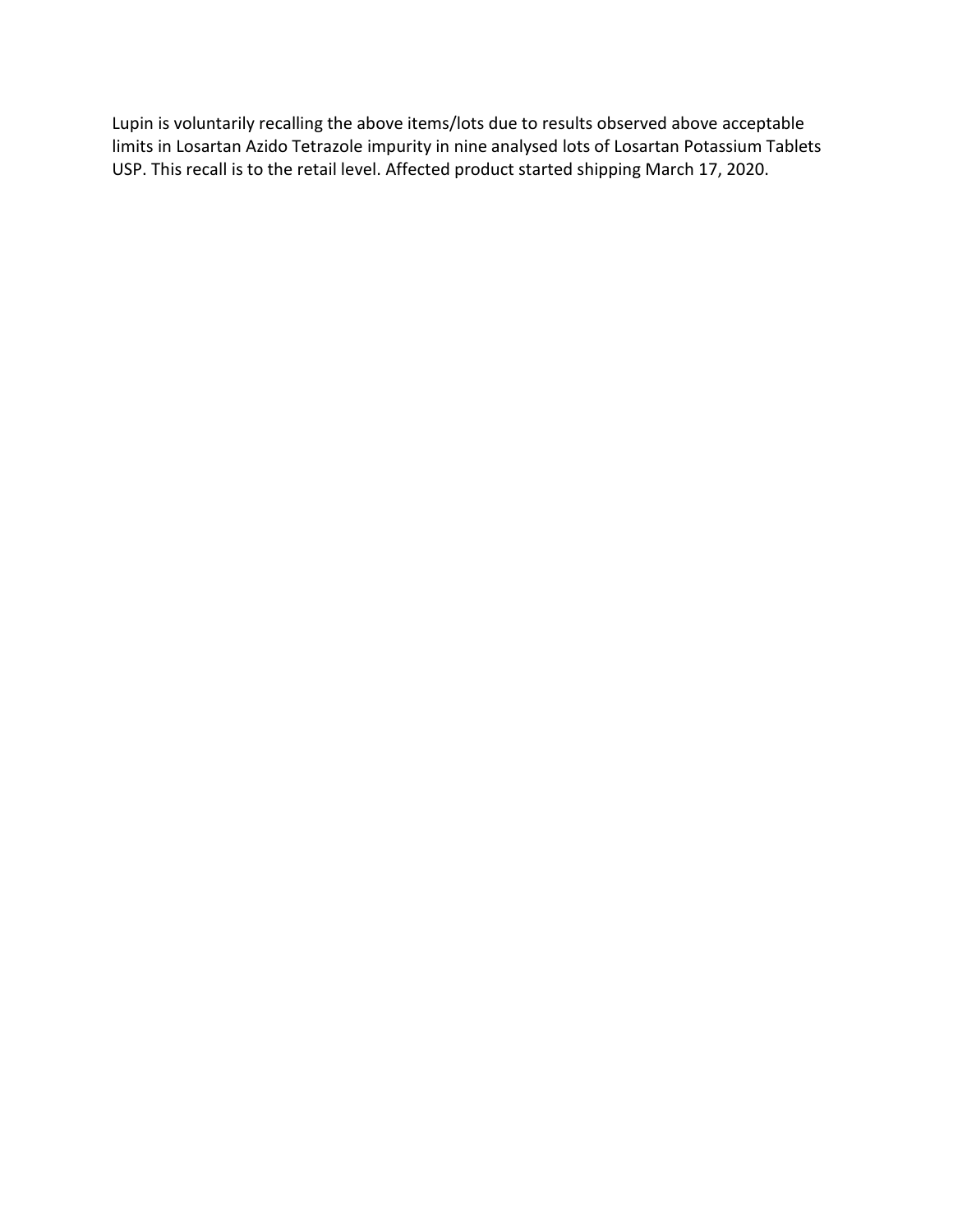Lupin is voluntarily recalling the above items/lots due to results observed above acceptable limits in Losartan Azido Tetrazole impurity in nine analysed lots of Losartan Potassium Tablets USP. This recall is to the retail level. Affected product started shipping March 17, 2020.